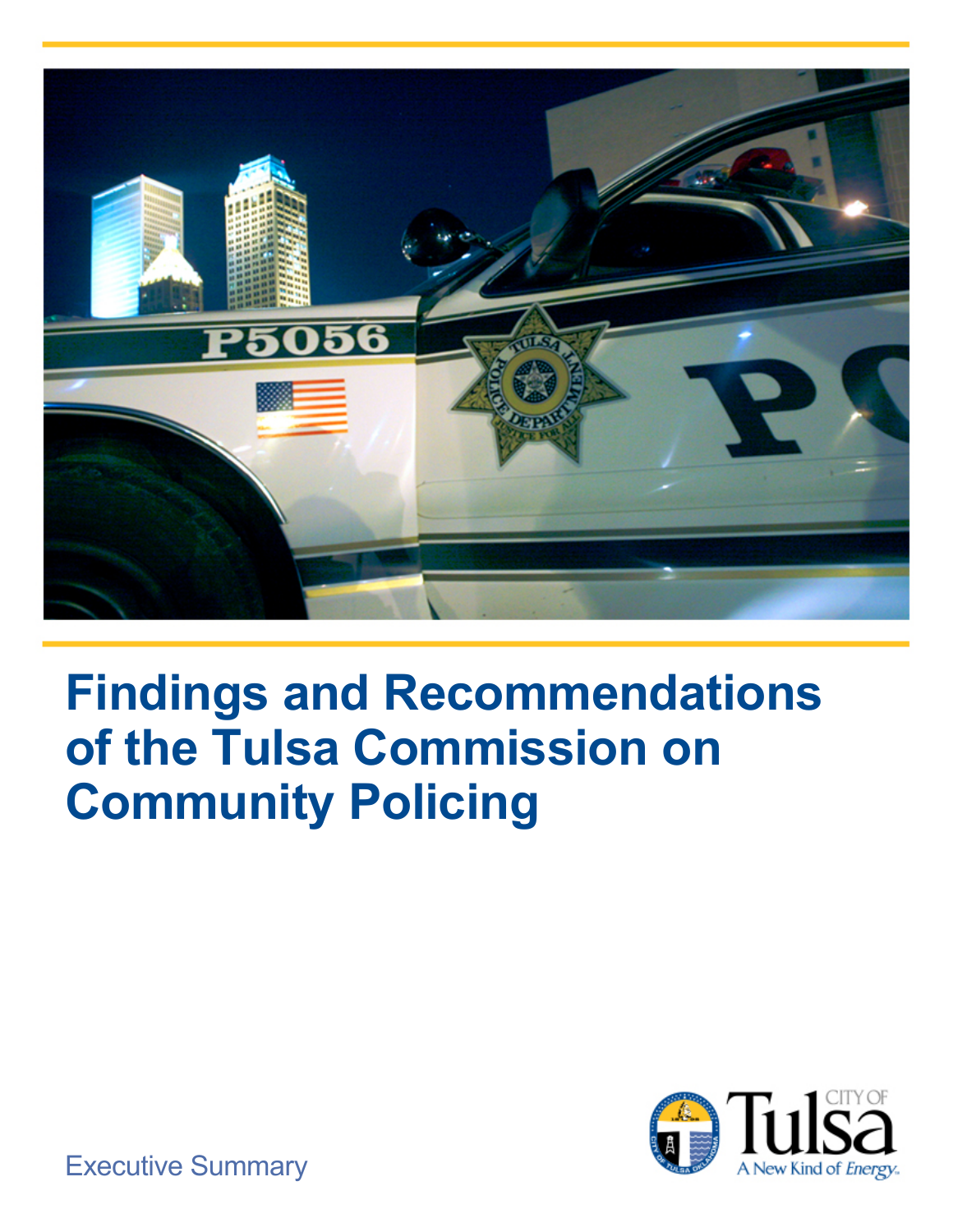# Findings and Recommendations of the Tulsa Commission on Community Policing

Executive Summary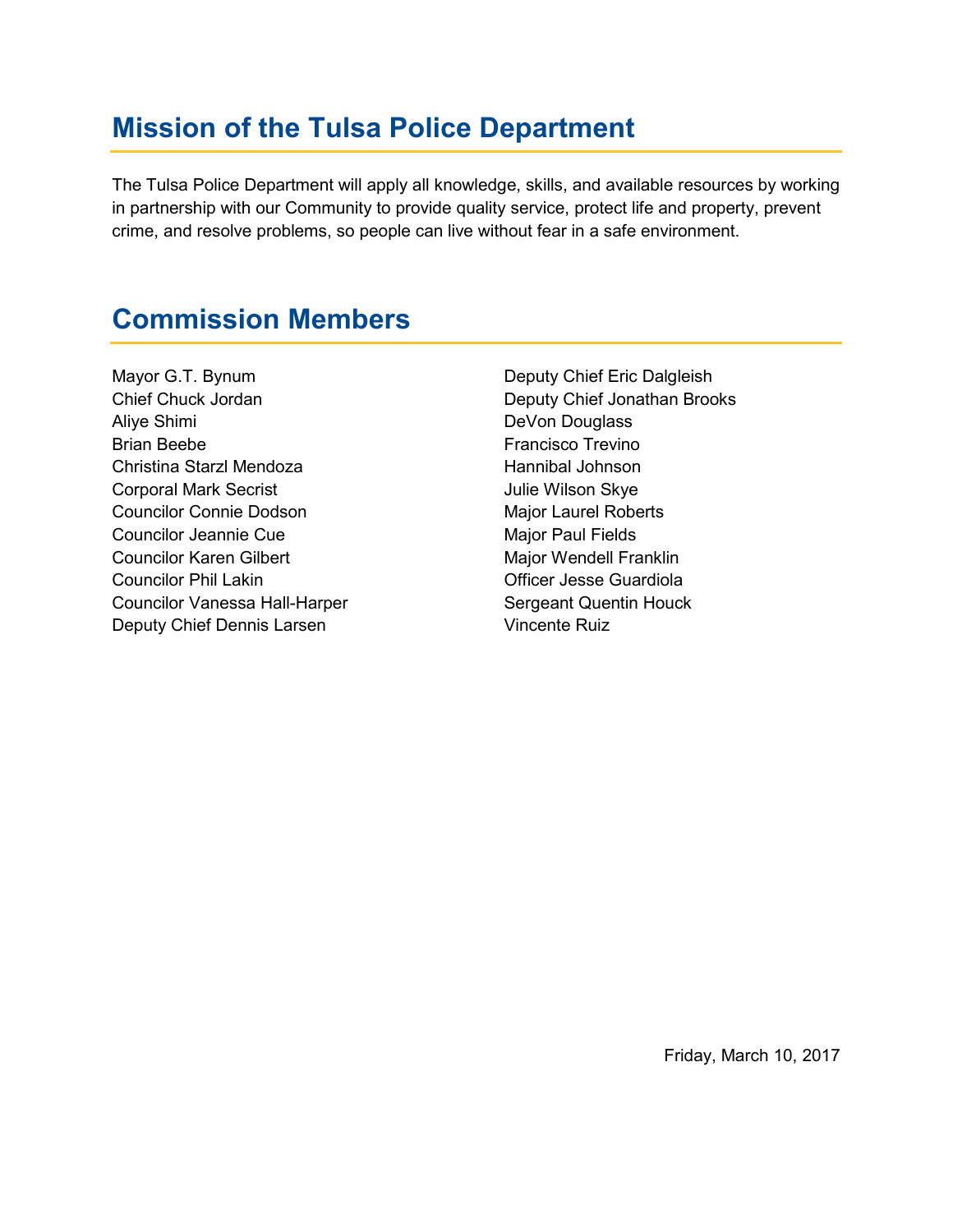## Mission of the Tulsa Police Department

The Tulsa Police Department will apply all knowledge, skills, and available resources by working in partnership with our Community to provide quality service, protect life and property, prevent crime, and resolve problems, so people can live without fear in a safe environment.

## Commission Members

Mayor G.T. Bynum
Chief Chuck Jordan
Aliye Shimi
Brian Beebe
Christina Starzl Mendoza
Corporal Mark Secrist
Councilor Connie Dodson
Councilor Jeannie Cue
Councilor Karen Gilbert
Councilor Phil Lakin
Councilor Vanessa Hall-Harper
Deputy Chief Dennis Larsen
Deputy Chief Eric Dalgleish
Deputy Chief Jonathan Brooks
DeVon Douglass
Francisco Trevino
Hannibal Johnson
Julie Wilson Skye
Major Laurel Roberts
Major Paul Fields
Major Wendell Franklin
Officer Jesse Guardiola
Sergeant Quentin Houck
Vincente Ruiz

Friday, March 10, 2017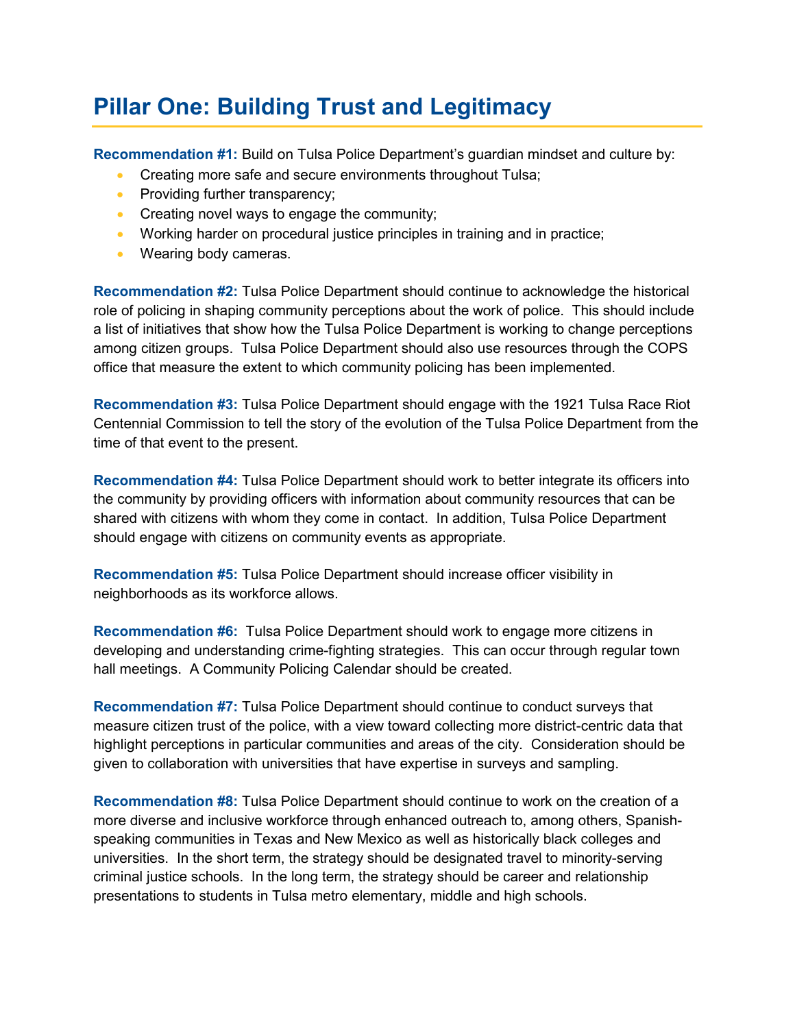# Pillar One: Building Trust and Legitimacy

**Recommendation #1:** Build on Tulsa Police Department's guardian mindset and culture by:

- Creating more safe and secure environments throughout Tulsa;
- Providing further transparency;
- Creating novel ways to engage the community;
- Working harder on procedural justice principles in training and in practice;
- Wearing body cameras.

**Recommendation #2:** Tulsa Police Department should continue to acknowledge the historical role of policing in shaping community perceptions about the work of police. This should include a list of initiatives that show how the Tulsa Police Department is working to change perceptions among citizen groups. Tulsa Police Department should also use resources through the COPS office that measure the extent to which community policing has been implemented.

**Recommendation #3:** Tulsa Police Department should engage with the 1921 Tulsa Race Riot Centennial Commission to tell the story of the evolution of the Tulsa Police Department from the time of that event to the present.

**Recommendation #4:** Tulsa Police Department should work to better integrate its officers into the community by providing officers with information about community resources that can be shared with citizens with whom they come in contact. In addition, Tulsa Police Department should engage with citizens on community events as appropriate.

**Recommendation #5:** Tulsa Police Department should increase officer visibility in neighborhoods as its workforce allows.

**Recommendation #6:** Tulsa Police Department should work to engage more citizens in developing and understanding crime-fighting strategies. This can occur through regular town hall meetings. A Community Policing Calendar should be created.

**Recommendation #7:** Tulsa Police Department should continue to conduct surveys that measure citizen trust of the police, with a view toward collecting more district-centric data that highlight perceptions in particular communities and areas of the city. Consideration should be given to collaboration with universities that have expertise in surveys and sampling.

**Recommendation #8:** Tulsa Police Department should continue to work on the creation of a more diverse and inclusive workforce through enhanced outreach to, among others, Spanish-speaking communities in Texas and New Mexico as well as historically black colleges and universities. In the short term, the strategy should be designated travel to minority-serving criminal justice schools. In the long term, the strategy should be career and relationship presentations to students in Tulsa metro elementary, middle and high schools.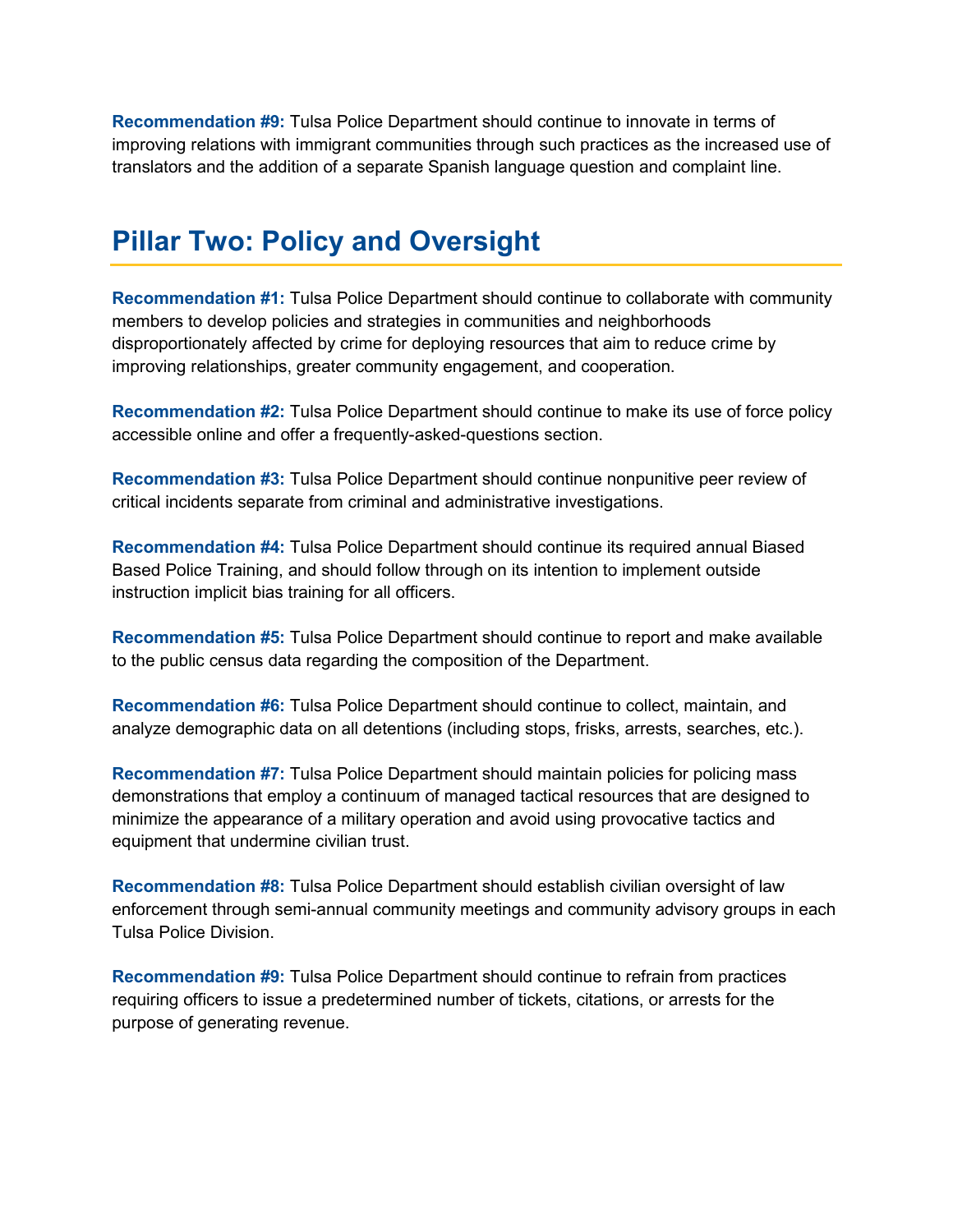**Recommendation #9:** Tulsa Police Department should continue to innovate in terms of improving relations with immigrant communities through such practices as the increased use of translators and the addition of a separate Spanish language question and complaint line.

## Pillar Two: Policy and Oversight

**Recommendation #1:** Tulsa Police Department should continue to collaborate with community members to develop policies and strategies in communities and neighborhoods disproportionately affected by crime for deploying resources that aim to reduce crime by improving relationships, greater community engagement, and cooperation.

**Recommendation #2:** Tulsa Police Department should continue to make its use of force policy accessible online and offer a frequently-asked-questions section.

**Recommendation #3:** Tulsa Police Department should continue nonpunitive peer review of critical incidents separate from criminal and administrative investigations.

**Recommendation #4:** Tulsa Police Department should continue its required annual Biased Based Police Training, and should follow through on its intention to implement outside instruction implicit bias training for all officers.

**Recommendation #5:** Tulsa Police Department should continue to report and make available to the public census data regarding the composition of the Department.

**Recommendation #6:** Tulsa Police Department should continue to collect, maintain, and analyze demographic data on all detentions (including stops, frisks, arrests, searches, etc.).

**Recommendation #7:** Tulsa Police Department should maintain policies for policing mass demonstrations that employ a continuum of managed tactical resources that are designed to minimize the appearance of a military operation and avoid using provocative tactics and equipment that undermine civilian trust.

**Recommendation #8:** Tulsa Police Department should establish civilian oversight of law enforcement through semi-annual community meetings and community advisory groups in each Tulsa Police Division.

**Recommendation #9:** Tulsa Police Department should continue to refrain from practices requiring officers to issue a predetermined number of tickets, citations, or arrests for the purpose of generating revenue.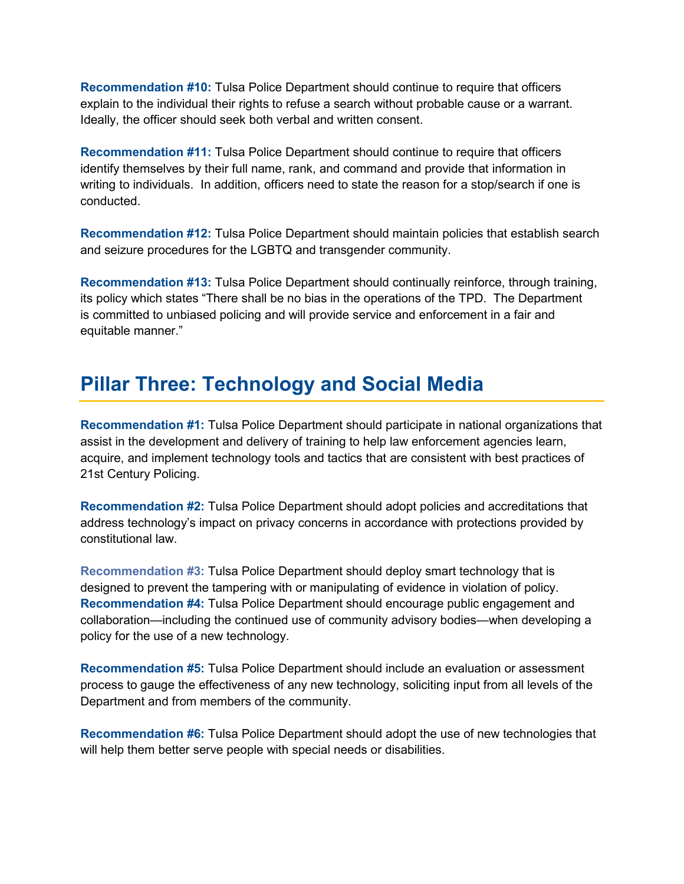**Recommendation #10:** Tulsa Police Department should continue to require that officers explain to the individual their rights to refuse a search without probable cause or a warrant. Ideally, the officer should seek both verbal and written consent.

**Recommendation #11:** Tulsa Police Department should continue to require that officers identify themselves by their full name, rank, and command and provide that information in writing to individuals. In addition, officers need to state the reason for a stop/search if one is conducted.

**Recommendation #12:** Tulsa Police Department should maintain policies that establish search and seizure procedures for the LGBTQ and transgender community.

**Recommendation #13:** Tulsa Police Department should continually reinforce, through training, its policy which states "There shall be no bias in the operations of the TPD. The Department is committed to unbiased policing and will provide service and enforcement in a fair and equitable manner."

## Pillar Three: Technology and Social Media

**Recommendation #1:** Tulsa Police Department should participate in national organizations that assist in the development and delivery of training to help law enforcement agencies learn, acquire, and implement technology tools and tactics that are consistent with best practices of 21st Century Policing.

**Recommendation #2:** Tulsa Police Department should adopt policies and accreditations that address technology's impact on privacy concerns in accordance with protections provided by constitutional law.

**Recommendation #3:** Tulsa Police Department should deploy smart technology that is designed to prevent the tampering with or manipulating of evidence in violation of policy.

**Recommendation #4:** Tulsa Police Department should encourage public engagement and collaboration—including the continued use of community advisory bodies—when developing a policy for the use of a new technology.

**Recommendation #5:** Tulsa Police Department should include an evaluation or assessment process to gauge the effectiveness of any new technology, soliciting input from all levels of the Department and from members of the community.

**Recommendation #6:** Tulsa Police Department should adopt the use of new technologies that will help them better serve people with special needs or disabilities.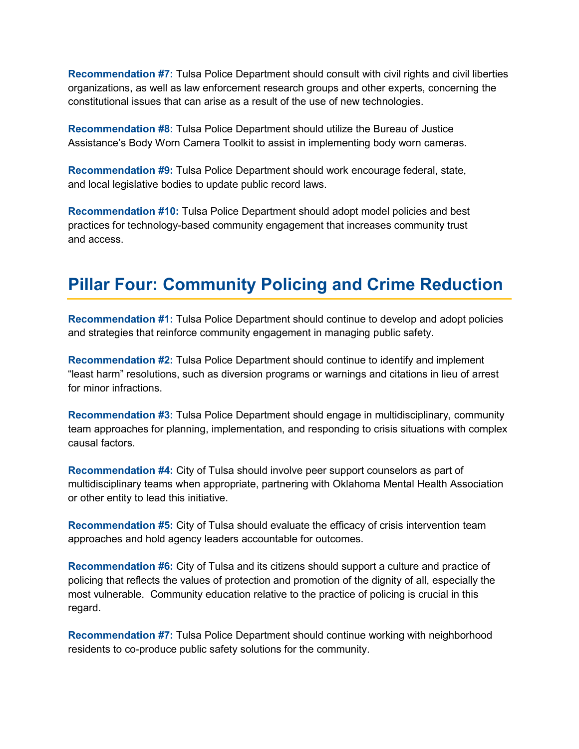**Recommendation #7:** Tulsa Police Department should consult with civil rights and civil liberties organizations, as well as law enforcement research groups and other experts, concerning the constitutional issues that can arise as a result of the use of new technologies.

**Recommendation #8:** Tulsa Police Department should utilize the Bureau of Justice Assistance's Body Worn Camera Toolkit to assist in implementing body worn cameras.

**Recommendation #9:** Tulsa Police Department should work encourage federal, state, and local legislative bodies to update public record laws.

**Recommendation #10:** Tulsa Police Department should adopt model policies and best practices for technology-based community engagement that increases community trust and access.

## Pillar Four: Community Policing and Crime Reduction

**Recommendation #1:** Tulsa Police Department should continue to develop and adopt policies and strategies that reinforce community engagement in managing public safety.

**Recommendation #2:** Tulsa Police Department should continue to identify and implement "least harm" resolutions, such as diversion programs or warnings and citations in lieu of arrest for minor infractions.

**Recommendation #3:** Tulsa Police Department should engage in multidisciplinary, community team approaches for planning, implementation, and responding to crisis situations with complex causal factors.

**Recommendation #4:** City of Tulsa should involve peer support counselors as part of multidisciplinary teams when appropriate, partnering with Oklahoma Mental Health Association or other entity to lead this initiative.

**Recommendation #5:** City of Tulsa should evaluate the efficacy of crisis intervention team approaches and hold agency leaders accountable for outcomes.

**Recommendation #6:** City of Tulsa and its citizens should support a culture and practice of policing that reflects the values of protection and promotion of the dignity of all, especially the most vulnerable. Community education relative to the practice of policing is crucial in this regard.

**Recommendation #7:** Tulsa Police Department should continue working with neighborhood residents to co-produce public safety solutions for the community.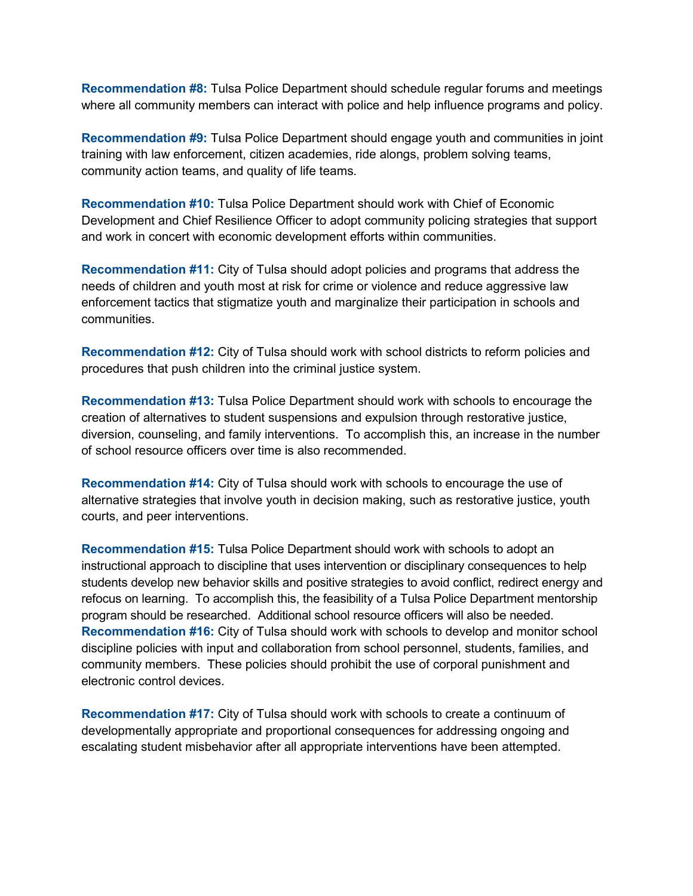**Recommendation #8:** Tulsa Police Department should schedule regular forums and meetings where all community members can interact with police and help influence programs and policy.

**Recommendation #9:** Tulsa Police Department should engage youth and communities in joint training with law enforcement, citizen academies, ride alongs, problem solving teams, community action teams, and quality of life teams.

**Recommendation #10:** Tulsa Police Department should work with Chief of Economic Development and Chief Resilience Officer to adopt community policing strategies that support and work in concert with economic development efforts within communities.

**Recommendation #11:** City of Tulsa should adopt policies and programs that address the needs of children and youth most at risk for crime or violence and reduce aggressive law enforcement tactics that stigmatize youth and marginalize their participation in schools and communities.

**Recommendation #12:** City of Tulsa should work with school districts to reform policies and procedures that push children into the criminal justice system.

**Recommendation #13:** Tulsa Police Department should work with schools to encourage the creation of alternatives to student suspensions and expulsion through restorative justice, diversion, counseling, and family interventions. To accomplish this, an increase in the number of school resource officers over time is also recommended.

**Recommendation #14:** City of Tulsa should work with schools to encourage the use of alternative strategies that involve youth in decision making, such as restorative justice, youth courts, and peer interventions.

**Recommendation #15:** Tulsa Police Department should work with schools to adopt an instructional approach to discipline that uses intervention or disciplinary consequences to help students develop new behavior skills and positive strategies to avoid conflict, redirect energy and refocus on learning. To accomplish this, the feasibility of a Tulsa Police Department mentorship program should be researched. Additional school resource officers will also be needed.

**Recommendation #16:** City of Tulsa should work with schools to develop and monitor school discipline policies with input and collaboration from school personnel, students, families, and community members. These policies should prohibit the use of corporal punishment and electronic control devices.

**Recommendation #17:** City of Tulsa should work with schools to create a continuum of developmentally appropriate and proportional consequences for addressing ongoing and escalating student misbehavior after all appropriate interventions have been attempted.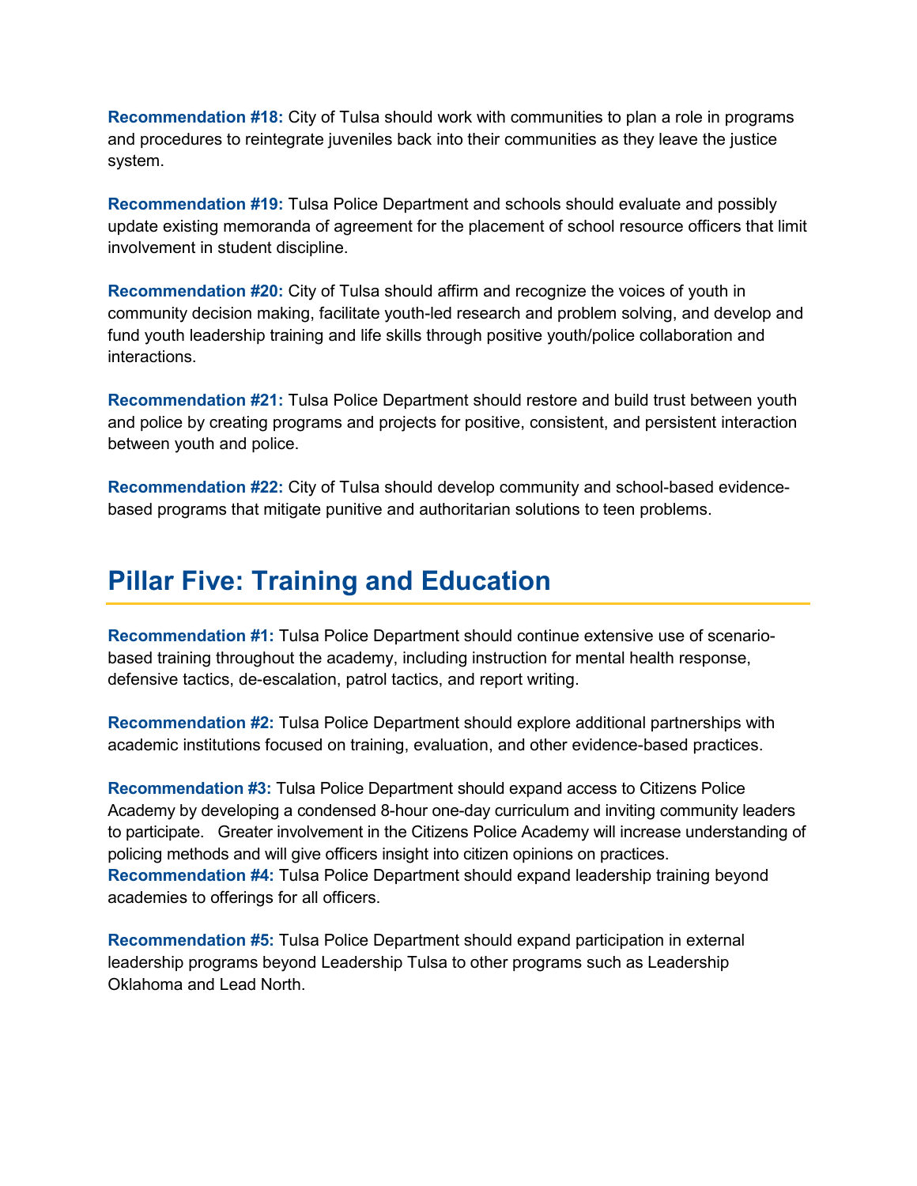**Recommendation #18:** City of Tulsa should work with communities to plan a role in programs and procedures to reintegrate juveniles back into their communities as they leave the justice system.

**Recommendation #19:** Tulsa Police Department and schools should evaluate and possibly update existing memoranda of agreement for the placement of school resource officers that limit involvement in student discipline.

**Recommendation #20:** City of Tulsa should affirm and recognize the voices of youth in community decision making, facilitate youth-led research and problem solving, and develop and fund youth leadership training and life skills through positive youth/police collaboration and interactions.

**Recommendation #21:** Tulsa Police Department should restore and build trust between youth and police by creating programs and projects for positive, consistent, and persistent interaction between youth and police.

**Recommendation #22:** City of Tulsa should develop community and school-based evidence-based programs that mitigate punitive and authoritarian solutions to teen problems.

## Pillar Five: Training and Education

**Recommendation #1:** Tulsa Police Department should continue extensive use of scenario-based training throughout the academy, including instruction for mental health response, defensive tactics, de-escalation, patrol tactics, and report writing.

**Recommendation #2:** Tulsa Police Department should explore additional partnerships with academic institutions focused on training, evaluation, and other evidence-based practices.

**Recommendation #3:** Tulsa Police Department should expand access to Citizens Police Academy by developing a condensed 8-hour one-day curriculum and inviting community leaders to participate. Greater involvement in the Citizens Police Academy will increase understanding of policing methods and will give officers insight into citizen opinions on practices.

**Recommendation #4:** Tulsa Police Department should expand leadership training beyond academies to offerings for all officers.

**Recommendation #5:** Tulsa Police Department should expand participation in external leadership programs beyond Leadership Tulsa to other programs such as Leadership Oklahoma and Lead North.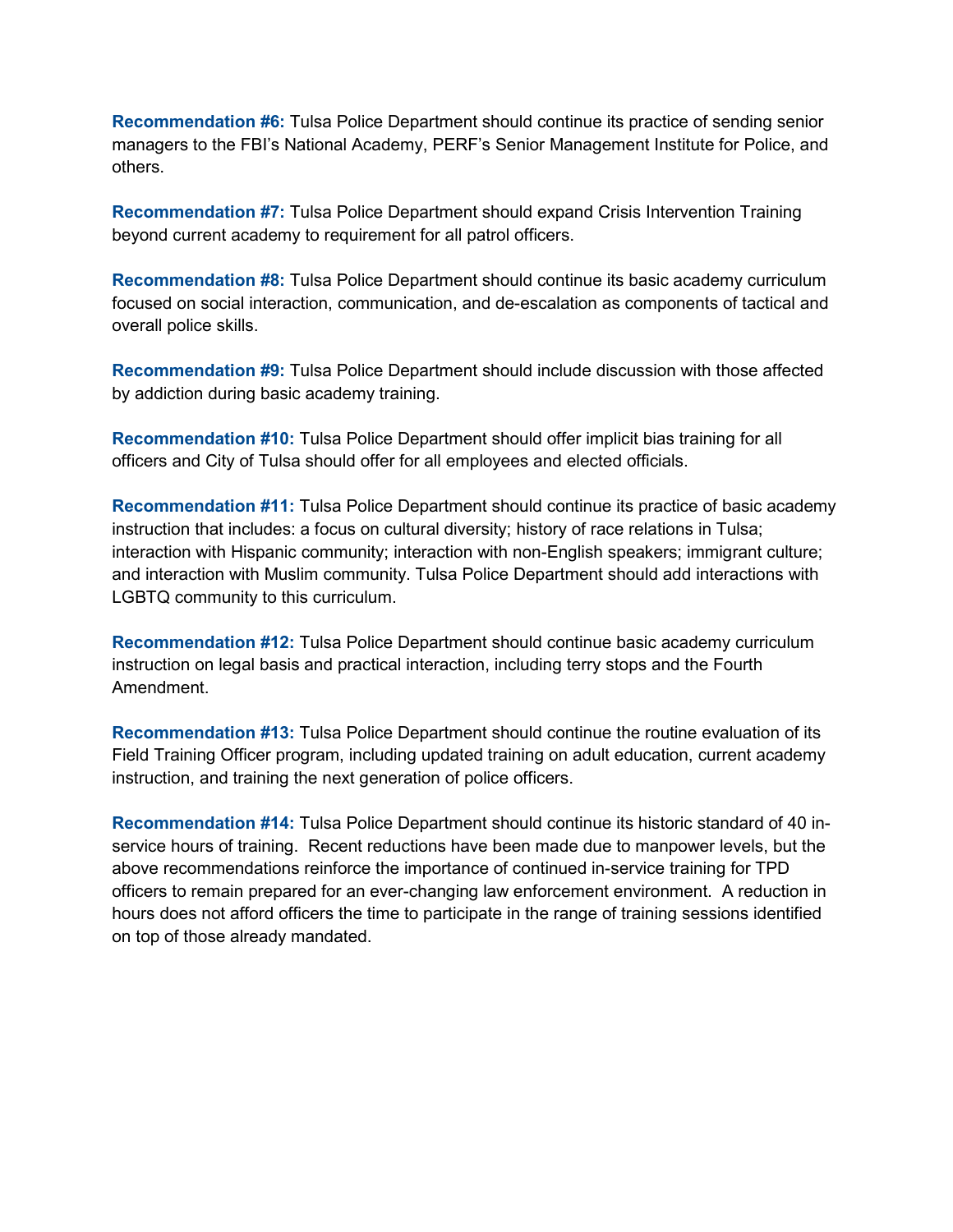**Recommendation #6:** Tulsa Police Department should continue its practice of sending senior managers to the FBI's National Academy, PERF's Senior Management Institute for Police, and others.

**Recommendation #7:** Tulsa Police Department should expand Crisis Intervention Training beyond current academy to requirement for all patrol officers.

**Recommendation #8:** Tulsa Police Department should continue its basic academy curriculum focused on social interaction, communication, and de-escalation as components of tactical and overall police skills.

**Recommendation #9:** Tulsa Police Department should include discussion with those affected by addiction during basic academy training.

**Recommendation #10:** Tulsa Police Department should offer implicit bias training for all officers and City of Tulsa should offer for all employees and elected officials.

**Recommendation #11:** Tulsa Police Department should continue its practice of basic academy instruction that includes: a focus on cultural diversity; history of race relations in Tulsa; interaction with Hispanic community; interaction with non-English speakers; immigrant culture; and interaction with Muslim community. Tulsa Police Department should add interactions with LGBTQ community to this curriculum.

**Recommendation #12:** Tulsa Police Department should continue basic academy curriculum instruction on legal basis and practical interaction, including terry stops and the Fourth Amendment.

**Recommendation #13:** Tulsa Police Department should continue the routine evaluation of its Field Training Officer program, including updated training on adult education, current academy instruction, and training the next generation of police officers.

**Recommendation #14:** Tulsa Police Department should continue its historic standard of 40 in-service hours of training. Recent reductions have been made due to manpower levels, but the above recommendations reinforce the importance of continued in-service training for TPD officers to remain prepared for an ever-changing law enforcement environment. A reduction in hours does not afford officers the time to participate in the range of training sessions identified on top of those already mandated.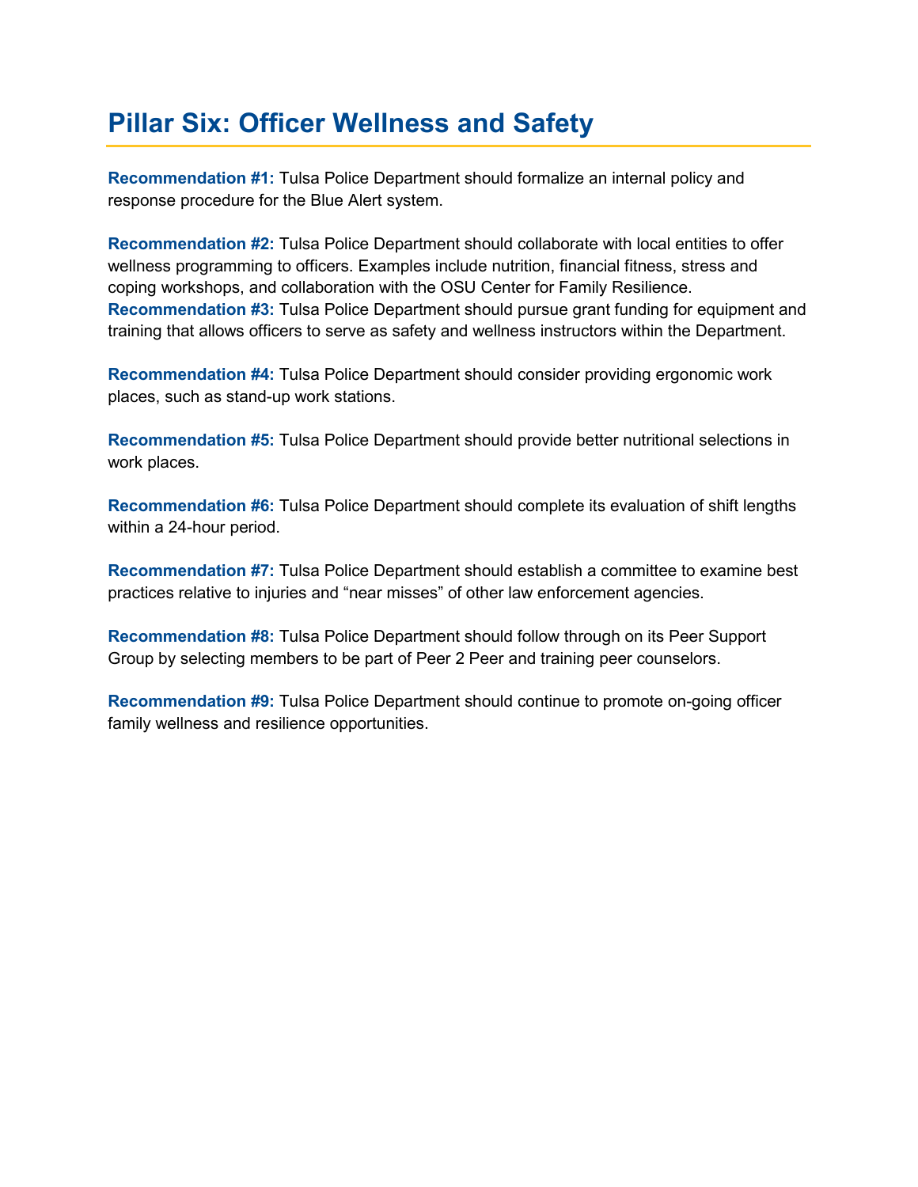# Pillar Six: Officer Wellness and Safety

**Recommendation #1:** Tulsa Police Department should formalize an internal policy and response procedure for the Blue Alert system.

**Recommendation #2:** Tulsa Police Department should collaborate with local entities to offer wellness programming to officers. Examples include nutrition, financial fitness, stress and coping workshops, and collaboration with the OSU Center for Family Resilience.

**Recommendation #3:** Tulsa Police Department should pursue grant funding for equipment and training that allows officers to serve as safety and wellness instructors within the Department.

**Recommendation #4:** Tulsa Police Department should consider providing ergonomic work places, such as stand-up work stations.

**Recommendation #5:** Tulsa Police Department should provide better nutritional selections in work places.

**Recommendation #6:** Tulsa Police Department should complete its evaluation of shift lengths within a 24-hour period.

**Recommendation #7:** Tulsa Police Department should establish a committee to examine best practices relative to injuries and "near misses" of other law enforcement agencies.

**Recommendation #8:** Tulsa Police Department should follow through on its Peer Support Group by selecting members to be part of Peer 2 Peer and training peer counselors.

**Recommendation #9:** Tulsa Police Department should continue to promote on-going officer family wellness and resilience opportunities.